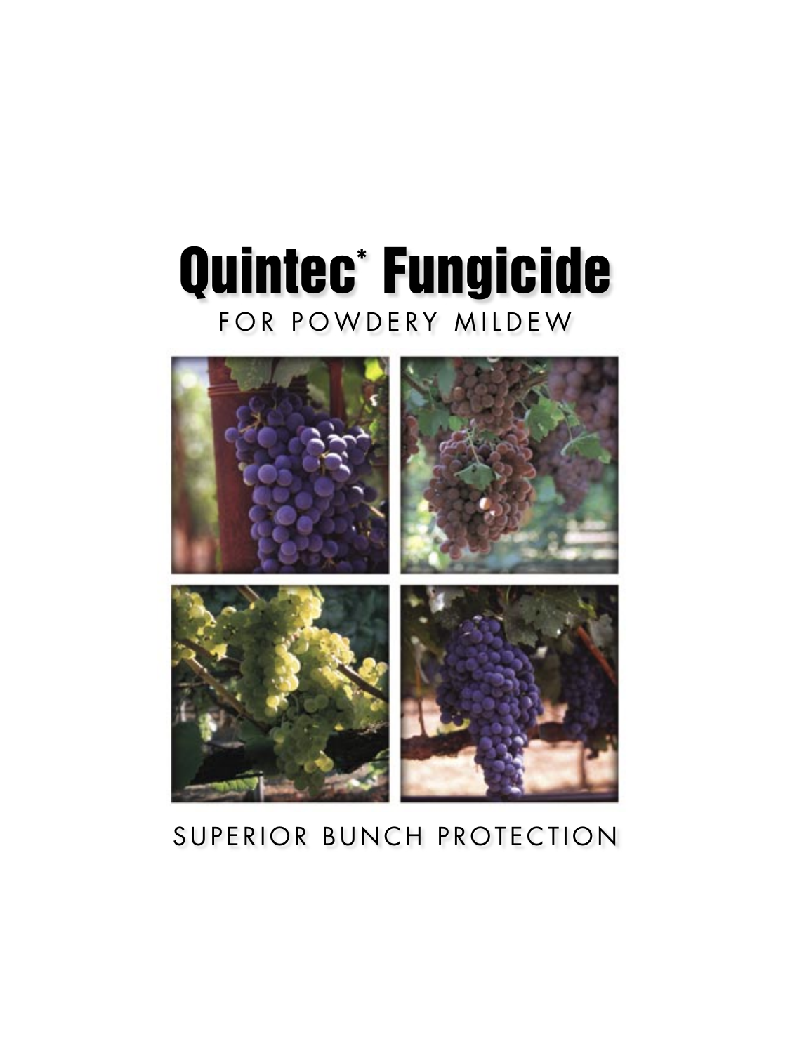# Quintec* Fungicide

FOR POWDERY MILDEW

SUPERIOR BUNCH PROTECTION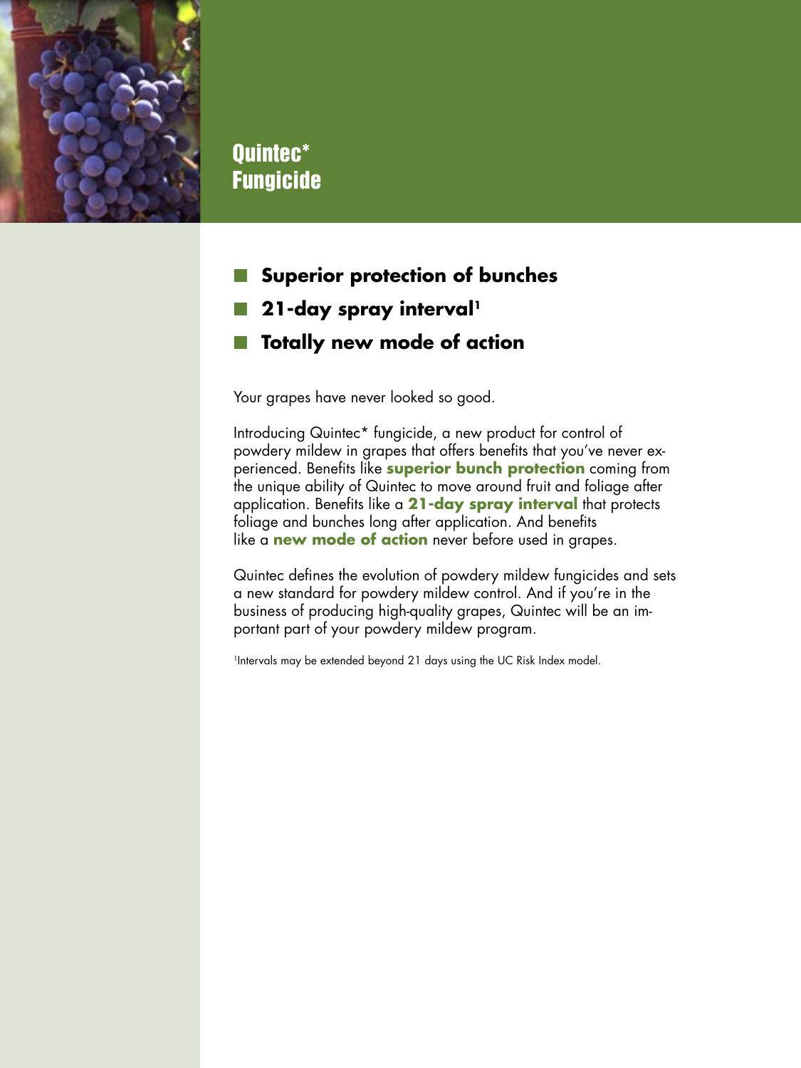# Quintec* Fungicide

- **Superior protection of bunches**
- **21-day spray interval**[1]
- **Totally new mode of action**

Your grapes have never looked so good.

Introducing Quintec* fungicide, a new product for control of powdery mildew in grapes that offers benefits that you've never experienced. Benefits like **superior bunch protection** coming from the unique ability of Quintec to move around fruit and foliage after application. Benefits like a **21-day spray interval** that protects foliage and bunches long after application. And benefits like a **new mode of action** never before used in grapes.

Quintec defines the evolution of powdery mildew fungicides and sets a new standard for powdery mildew control. And if you're in the business of producing high-quality grapes, Quintec will be an important part of your powdery mildew program.

[1]Intervals may be extended beyond 21 days using the UC Risk Index model.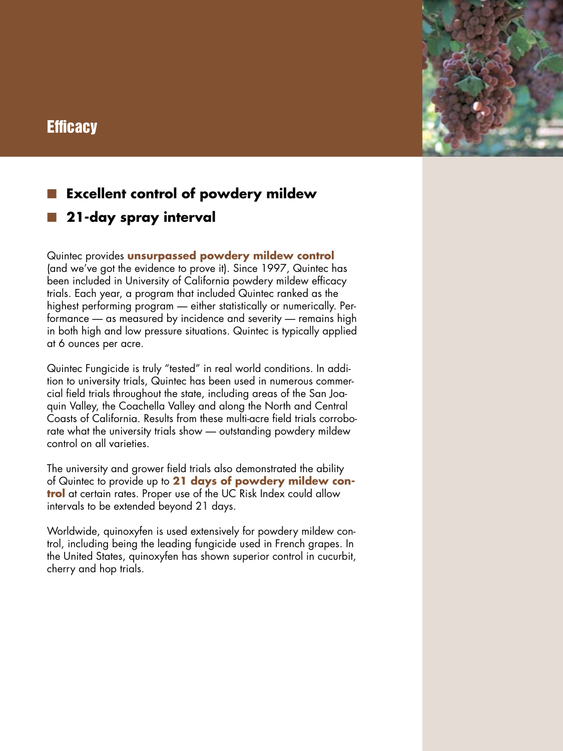# Efficacy

- **Excellent control of powdery mildew**
- **21-day spray interval**

Quintec provides **unsurpassed powdery mildew control** (and we've got the evidence to prove it). Since 1997, Quintec has been included in University of California powdery mildew efficacy trials. Each year, a program that included Quintec ranked as the highest performing program — either statistically or numerically. Performance — as measured by incidence and severity — remains high in both high and low pressure situations. Quintec is typically applied at 6 ounces per acre.

Quintec Fungicide is truly "tested" in real world conditions. In addition to university trials, Quintec has been used in numerous commercial field trials throughout the state, including areas of the San Joaquin Valley, the Coachella Valley and along the North and Central Coasts of California. Results from these multi-acre field trials corroborate what the university trials show — outstanding powdery mildew control on all varieties.

The university and grower field trials also demonstrated the ability of Quintec to provide up to **21 days of powdery mildew control** at certain rates. Proper use of the UC Risk Index could allow intervals to be extended beyond 21 days.

Worldwide, quinoxyfen is used extensively for powdery mildew control, including being the leading fungicide used in French grapes. In the United States, quinoxyfen has shown superior control in cucurbit, cherry and hop trials.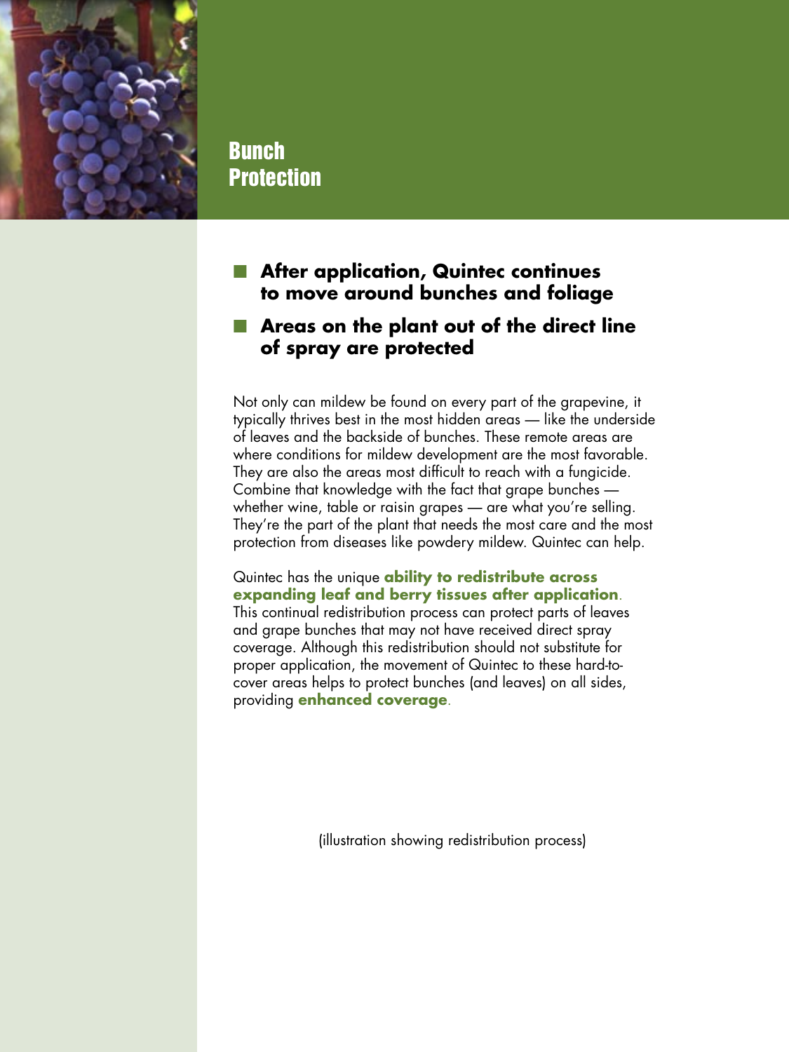# Bunch Protection

- **After application, Quintec continues to move around bunches and foliage**
- **Areas on the plant out of the direct line of spray are protected**

Not only can mildew be found on every part of the grapevine, it typically thrives best in the most hidden areas — like the underside of leaves and the backside of bunches. These remote areas are where conditions for mildew development are the most favorable. They are also the areas most difficult to reach with a fungicide. Combine that knowledge with the fact that grape bunches — whether wine, table or raisin grapes — are what you're selling. They're the part of the plant that needs the most care and the most protection from diseases like powdery mildew. Quintec can help.

Quintec has the unique **ability to redistribute across expanding leaf and berry tissues after application**. This continual redistribution process can protect parts of leaves and grape bunches that may not have received direct spray coverage. Although this redistribution should not substitute for proper application, the movement of Quintec to these hard-to-cover areas helps to protect bunches (and leaves) on all sides, providing **enhanced coverage**.

(illustration showing redistribution process)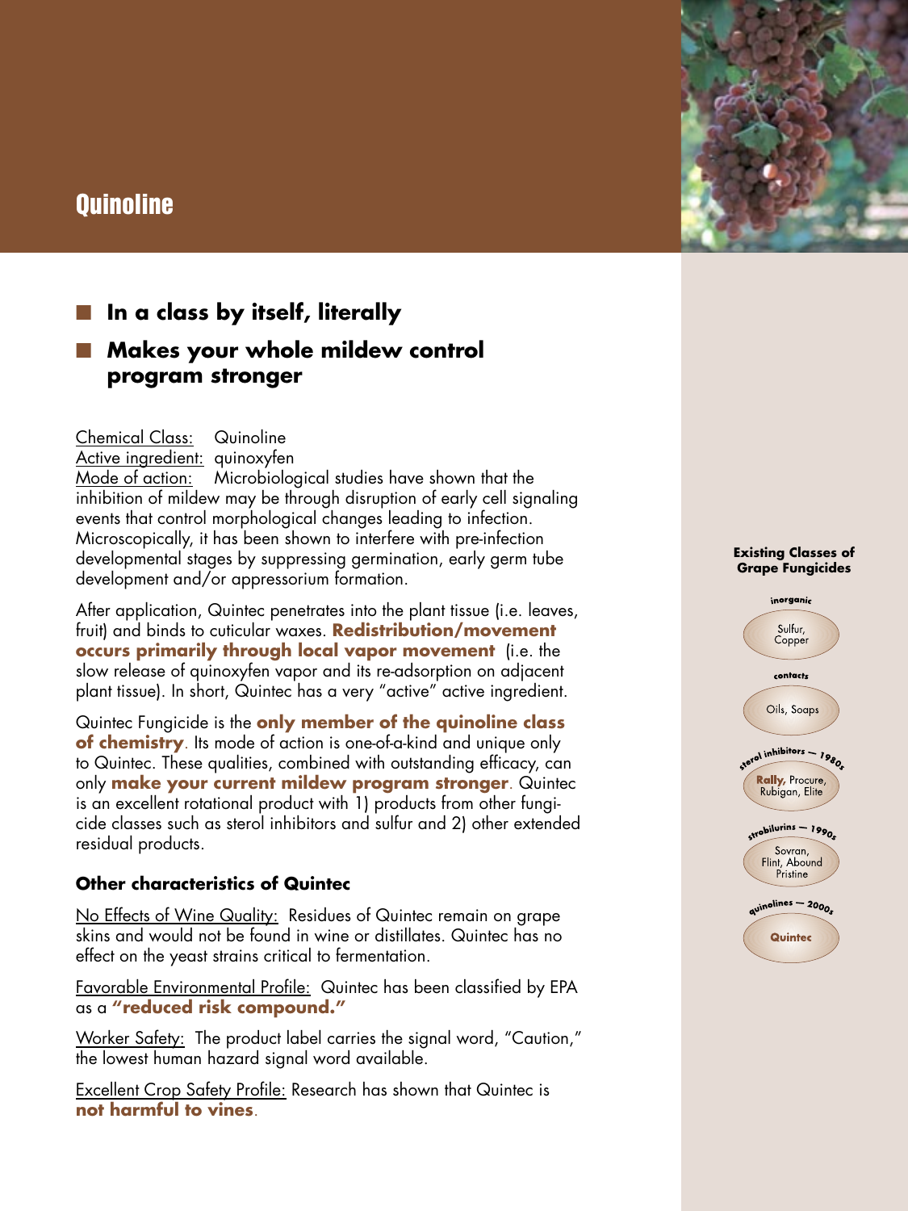# Quinoline

- **In a class by itself, literally**
- **Makes your whole mildew control program stronger**

Chemical Class: Quinoline
Active ingredient: quinoxyfen
Mode of action: Microbiological studies have shown that the inhibition of mildew may be through disruption of early cell signaling events that control morphological changes leading to infection. Microscopically, it has been shown to interfere with pre-infection developmental stages by suppressing germination, early germ tube development and/or appressorium formation.

After application, Quintec penetrates into the plant tissue (i.e. leaves, fruit) and binds to cuticular waxes. **Redistribution/movement occurs primarily through local vapor movement** (i.e. the slow release of quinoxyfen vapor and its re-adsorption on adjacent plant tissue). In short, Quintec has a very "active" active ingredient.

Quintec Fungicide is the **only member of the quinoline class of chemistry**. Its mode of action is one-of-a-kind and unique only to Quintec. These qualities, combined with outstanding efficacy, can only **make your current mildew program stronger**. Quintec is an excellent rotational product with 1) products from other fungicide classes such as sterol inhibitors and sulfur and 2) other extended residual products.

### Other characteristics of Quintec

No Effects of Wine Quality: Residues of Quintec remain on grape skins and would not be found in wine or distillates. Quintec has no effect on the yeast strains critical to fermentation.

Favorable Environmental Profile: Quintec has been classified by EPA as a **"reduced risk compound."**

Worker Safety: The product label carries the signal word, "Caution," the lowest human hazard signal word available.

Excellent Crop Safety Profile: Research has shown that Quintec is **not harmful to vines**.

**Existing Classes of Grape Fungicides**

- **inorganic**: Sulfur, Copper
- **contacts**: Oils, Soaps
- **sterol inhibitors – 1980s**: **Rally,** Procure, Rubigan, Elite
- **strobilurins – 1990s**: Sovran, Flint, Abound Pristine
- **quinolines – 2000s**: **Quintec**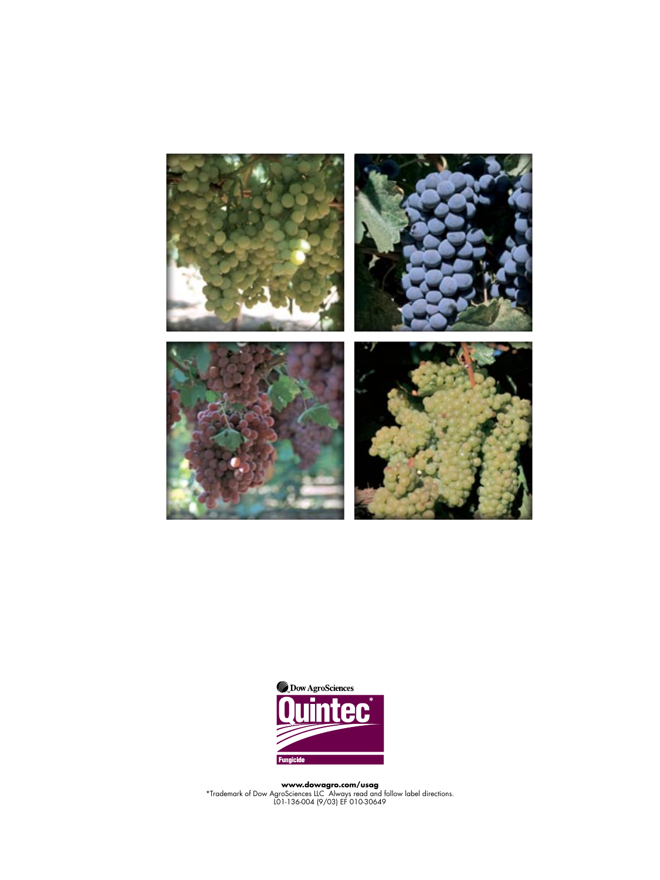Dow AgroSciences

Quintec*

Fungicide

**www.dowagro.com/usag**
*Trademark of Dow AgroSciences LLC Always read and follow label directions.
L01-136-004 (9/03) EF 010-30649